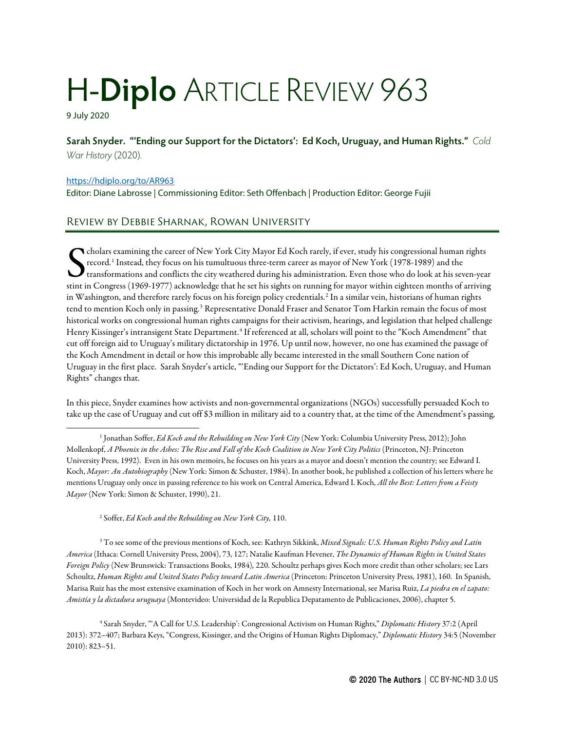# H-Diplo ARTICLE REVIEW 963

9 July 2020

**Sarah Snyder. "'Ending our Support for the Dictators': Ed Koch, Uruguay, and Human Rights."** *Cold War History* (2020).

https://hdiplo.org/to/AR963

Editor: Diane Labrosse | Commissioning Editor: Seth Offenbach | Production Editor: George Fujii

## Review by Debbie Sharnak, Rowan University

Scholars examining the career of New York City Mayor Ed Koch rarely, if ever, study his congressional human rights record.[1] Instead, they focus on his tumultuous three-term career as mayor of New York (1978-1989) and the transformations and conflicts the city weathered during his administration. Even those who do look at his seven-year stint in Congress (1969-1977) acknowledge that he set his sights on running for mayor within eighteen months of arriving in Washington, and therefore rarely focus on his foreign policy credentials.[2] In a similar vein, historians of human rights tend to mention Koch only in passing.[3] Representative Donald Fraser and Senator Tom Harkin remain the focus of most historical works on congressional human rights campaigns for their activism, hearings, and legislation that helped challenge Henry Kissinger's intransigent State Department.[4] If referenced at all, scholars will point to the "Koch Amendment" that cut off foreign aid to Uruguay's military dictatorship in 1976. Up until now, however, no one has examined the passage of the Koch Amendment in detail or how this improbable ally became interested in the small Southern Cone nation of Uruguay in the first place. Sarah Snyder's article, "'Ending our Support for the Dictators': Ed Koch, Uruguay, and Human Rights" changes that.

In this piece, Snyder examines how activists and non-governmental organizations (NGOs) successfully persuaded Koch to take up the case of Uruguay and cut off $3 million in military aid to a country that, at the time of the Amendment's passing,

---

[1] Jonathan Soffer, *Ed Koch and the Rebuilding on New York City* (New York: Columbia University Press, 2012); John Mollenkopf, *A Phoenix in the Ashes: The Rise and Fall of the Koch Coalition in New York City Politics* (Princeton, NJ: Princeton University Press, 1992). Even in his own memoirs, he focuses on his years as a mayor and doesn't mention the country; see Edward I. Koch, *Mayor: An Autobiography* (New York: Simon & Schuster, 1984). In another book, he published a collection of his letters where he mentions Uruguay only once in passing reference to his work on Central America, Edward I. Koch, *All the Best: Letters from a Feisty Mayor* (New York: Simon & Schuster, 1990), 21.

[2] Soffer, *Ed Koch and the Rebuilding on New York City,* 110.

[3] To see some of the previous mentions of Koch, see: Kathryn Sikkink, *Mixed Signals: U.S. Human Rights Policy and Latin America* (Ithaca: Cornell University Press, 2004), 73, 127; Natalie Kaufman Hevener, *The Dynamics of Human Rights in United States Foreign Policy* (New Brunswick: Transactions Books, 1984), 220. Schoultz perhaps gives Koch more credit than other scholars; see Lars Schoultz, *Human Rights and United States Policy toward Latin America* (Princeton: Princeton University Press, 1981), 160. In Spanish, Marisa Ruiz has the most extensive examination of Koch in her work on Amnesty International, see Marisa Ruiz, *La piedra en el zapato: Amistía y la dictadura uruguaya* (Montevideo: Universidad de la Republica Depatamento de Publicaciones, 2006), chapter 5.

[4] Sarah Snyder, "'A Call for U.S. Leadership': Congressional Activism on Human Rights," *Diplomatic History* 37:2 (April 2013): 372–407; Barbara Keys, "Congress, Kissinger, and the Origins of Human Rights Diplomacy," *Diplomatic History* 34:5 (November 2010): 823–51.

© 2020 The Authors | CC BY-NC-ND 3.0 US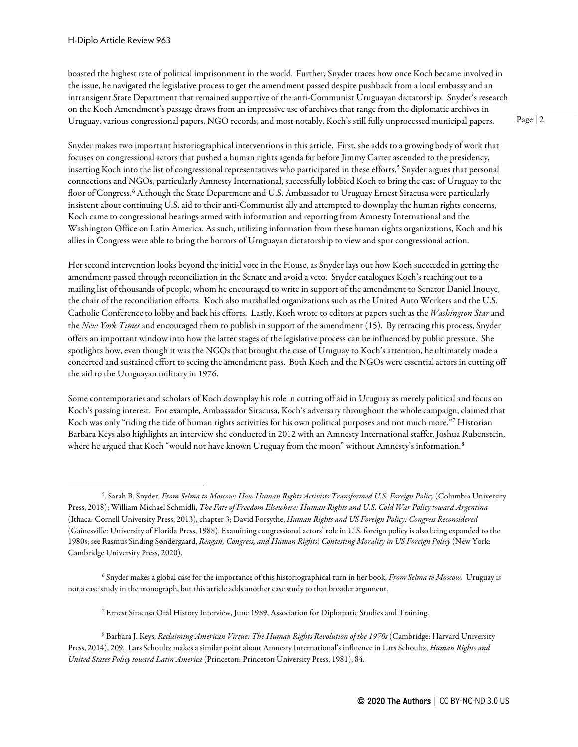boasted the highest rate of political imprisonment in the world. Further, Snyder traces how once Koch became involved in the issue, he navigated the legislative process to get the amendment passed despite pushback from a local embassy and an intransigent State Department that remained supportive of the anti-Communist Uruguayan dictatorship. Snyder's research on the Koch Amendment's passage draws from an impressive use of archives that range from the diplomatic archives in Uruguay, various congressional papers, NGO records, and most notably, Koch's still fully unprocessed municipal papers.

Snyder makes two important historiographical interventions in this article. First, she adds to a growing body of work that focuses on congressional actors that pushed a human rights agenda far before Jimmy Carter ascended to the presidency, inserting Koch into the list of congressional representatives who participated in these efforts.[5] Snyder argues that personal connections and NGOs, particularly Amnesty International, successfully lobbied Koch to bring the case of Uruguay to the floor of Congress.[6] Although the State Department and U.S. Ambassador to Uruguay Ernest Siracusa were particularly insistent about continuing U.S. aid to their anti-Communist ally and attempted to downplay the human rights concerns, Koch came to congressional hearings armed with information and reporting from Amnesty International and the Washington Office on Latin America. As such, utilizing information from these human rights organizations, Koch and his allies in Congress were able to bring the horrors of Uruguayan dictatorship to view and spur congressional action.

Her second intervention looks beyond the initial vote in the House, as Snyder lays out how Koch succeeded in getting the amendment passed through reconciliation in the Senate and avoid a veto. Snyder catalogues Koch's reaching out to a mailing list of thousands of people, whom he encouraged to write in support of the amendment to Senator Daniel Inouye, the chair of the reconciliation efforts. Koch also marshalled organizations such as the United Auto Workers and the U.S. Catholic Conference to lobby and back his efforts. Lastly, Koch wrote to editors at papers such as the *Washington Star* and the *New York Times* and encouraged them to publish in support of the amendment (15). By retracing this process, Snyder offers an important window into how the latter stages of the legislative process can be influenced by public pressure. She spotlights how, even though it was the NGOs that brought the case of Uruguay to Koch's attention, he ultimately made a concerted and sustained effort to seeing the amendment pass. Both Koch and the NGOs were essential actors in cutting off the aid to the Uruguayan military in 1976.

Some contemporaries and scholars of Koch downplay his role in cutting off aid in Uruguay as merely political and focus on Koch's passing interest. For example, Ambassador Siracusa, Koch's adversary throughout the whole campaign, claimed that Koch was only "riding the tide of human rights activities for his own political purposes and not much more."[7] Historian Barbara Keys also highlights an interview she conducted in 2012 with an Amnesty International staffer, Joshua Rubenstein, where he argued that Koch "would not have known Uruguay from the moon" without Amnesty's information.[8]

---

[5]. Sarah B. Snyder, *From Selma to Moscow: How Human Rights Activists Transformed U.S. Foreign Policy* (Columbia University Press, 2018); William Michael Schmidli, *The Fate of Freedom Elsewhere: Human Rights and U.S. Cold War Policy toward Argentina* (Ithaca: Cornell University Press, 2013), chapter 3; David Forsythe, *Human Rights and US Foreign Policy: Congress Reconsidered* (Gainesville: University of Florida Press, 1988). Examining congressional actors' role in U.S. foreign policy is also being expanded to the 1980s; see Rasmus Sinding Søndergaard, *Reagan, Congress, and Human Rights: Contesting Morality in US Foreign Policy* (New York: Cambridge University Press, 2020).

[6] Snyder makes a global case for the importance of this historiographical turn in her book, *From Selma to Moscow*. Uruguay is not a case study in the monograph, but this article adds another case study to that broader argument.

[7] Ernest Siracusa Oral History Interview, June 1989, Association for Diplomatic Studies and Training.

[8] Barbara J. Keys, *Reclaiming American Virtue: The Human Rights Revolution of the 1970s* (Cambridge: Harvard University Press, 2014), 209. Lars Schoultz makes a similar point about Amnesty International's influence in Lars Schoultz, *Human Rights and United States Policy toward Latin America* (Princeton: Princeton University Press, 1981), 84.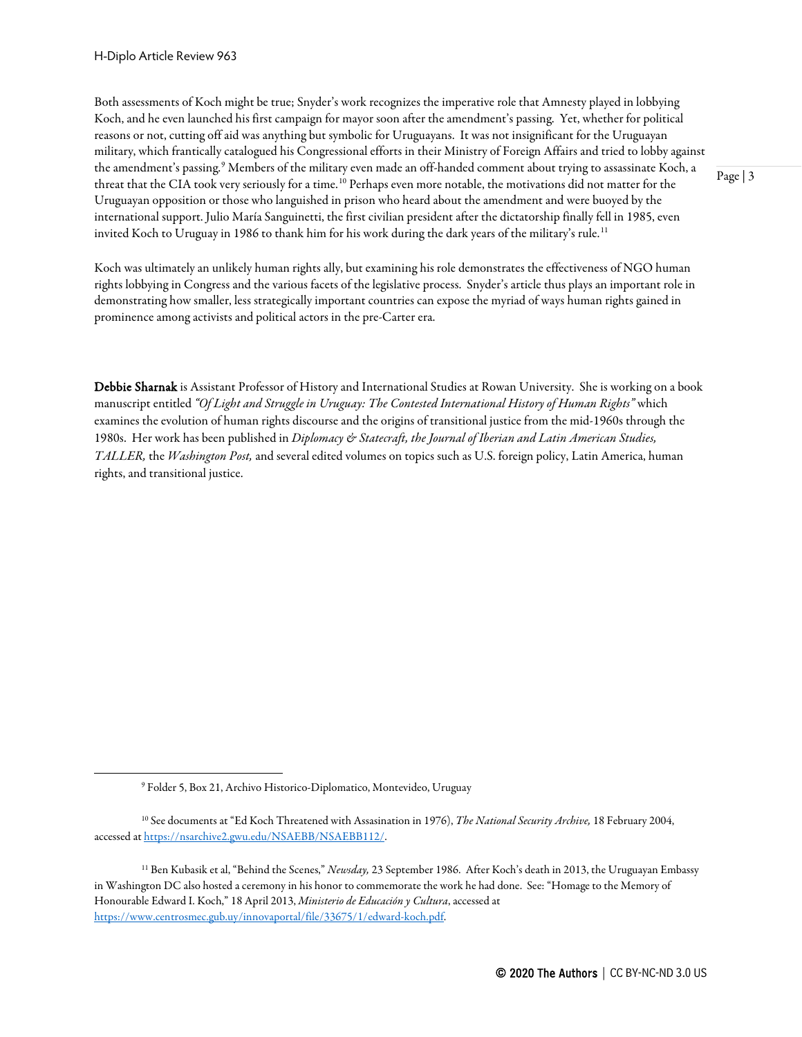Both assessments of Koch might be true; Snyder's work recognizes the imperative role that Amnesty played in lobbying Koch, and he even launched his first campaign for mayor soon after the amendment's passing. Yet, whether for political reasons or not, cutting off aid was anything but symbolic for Uruguayans. It was not insignificant for the Uruguayan military, which frantically catalogued his Congressional efforts in their Ministry of Foreign Affairs and tried to lobby against the amendment's passing.[9] Members of the military even made an off-handed comment about trying to assassinate Koch, a threat that the CIA took very seriously for a time.[10] Perhaps even more notable, the motivations did not matter for the Uruguayan opposition or those who languished in prison who heard about the amendment and were buoyed by the international support. Julio María Sanguinetti, the first civilian president after the dictatorship finally fell in 1985, even invited Koch to Uruguay in 1986 to thank him for his work during the dark years of the military's rule.[11]

Koch was ultimately an unlikely human rights ally, but examining his role demonstrates the effectiveness of NGO human rights lobbying in Congress and the various facets of the legislative process. Snyder's article thus plays an important role in demonstrating how smaller, less strategically important countries can expose the myriad of ways human rights gained in prominence among activists and political actors in the pre-Carter era.

**Debbie Sharnak** is Assistant Professor of History and International Studies at Rowan University. She is working on a book manuscript entitled *"Of Light and Struggle in Uruguay: The Contested International History of Human Rights"* which examines the evolution of human rights discourse and the origins of transitional justice from the mid-1960s through the 1980s. Her work has been published in *Diplomacy & Statecraft, the Journal of Iberian and Latin American Studies, TALLER,* the *Washington Post,* and several edited volumes on topics such as U.S. foreign policy, Latin America, human rights, and transitional justice.

---

[9] Folder 5, Box 21, Archivo Historico-Diplomatico, Montevideo, Uruguay

[10] See documents at "Ed Koch Threatened with Assasination in 1976), *The National Security Archive,* 18 February 2004, accessed at https://nsarchive2.gwu.edu/NSAEBB/NSAEBB112/.

[11] Ben Kubasik et al, "Behind the Scenes," *Newsday,* 23 September 1986. After Koch's death in 2013, the Uruguayan Embassy in Washington DC also hosted a ceremony in his honor to commemorate the work he had done. See: "Homage to the Memory of Honourable Edward I. Koch," 18 April 2013, *Ministerio de Educación y Cultura*, accessed at https://www.centrosmec.gub.uy/innovaportal/file/33675/1/edward-koch.pdf.